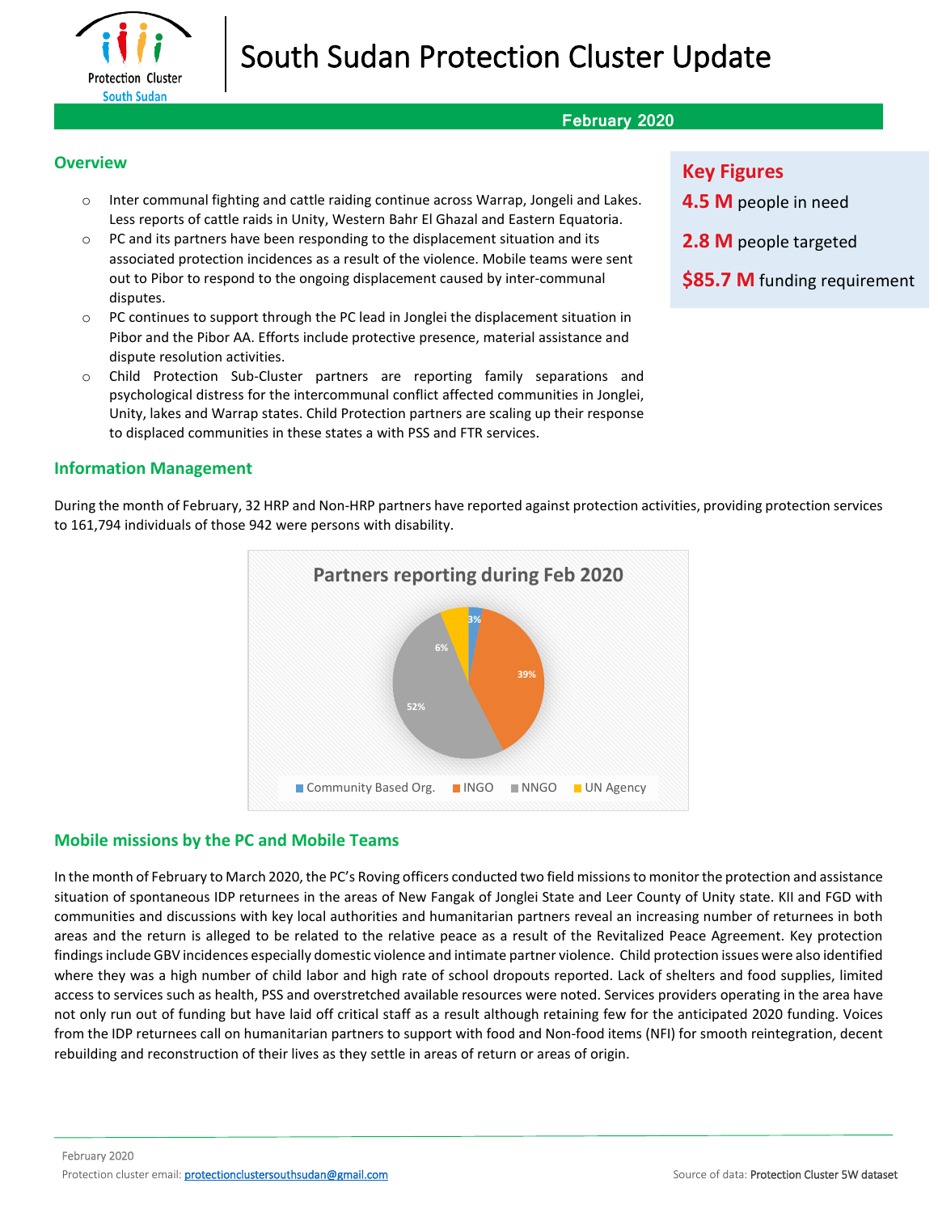# South Sudan Protection Cluster Update

**February 2020**

## Key Figures

**4.5 M** people in need

**2.8 M** people targeted

**$85.7 M** funding requirement

## Overview

- Inter communal fighting and cattle raiding continue across Warrap, Jongeli and Lakes. Less reports of cattle raids in Unity, Western Bahr El Ghazal and Eastern Equatoria.
- PC and its partners have been responding to the displacement situation and its associated protection incidences as a result of the violence. Mobile teams were sent out to Pibor to respond to the ongoing displacement caused by inter-communal disputes.
- PC continues to support through the PC lead in Jonglei the displacement situation in Pibor and the Pibor AA. Efforts include protective presence, material assistance and dispute resolution activities.
- Child Protection Sub-Cluster partners are reporting family separations and psychological distress for the intercommunal conflict affected communities in Jonglei, Unity, lakes and Warrap states. Child Protection partners are scaling up their response to displaced communities in these states a with PSS and FTR services.

## Information Management

During the month of February, 32 HRP and Non-HRP partners have reported against protection activities, providing protection services to 161,794 individuals of those 942 were persons with disability.

**Partners reporting during Feb 2020**

| Partner type | Share |
|---|---|
| Community Based Org. | 3% |
| INGO | 39% |
| NNGO | 52% |
| UN Agency | 6% |

## Mobile missions by the PC and Mobile Teams

In the month of February to March 2020, the PC's Roving officers conducted two field missions to monitor the protection and assistance situation of spontaneous IDP returnees in the areas of New Fangak of Jonglei State and Leer County of Unity state. KII and FGD with communities and discussions with key local authorities and humanitarian partners reveal an increasing number of returnees in both areas and the return is alleged to be related to the relative peace as a result of the Revitalized Peace Agreement. Key protection findings include GBV incidences especially domestic violence and intimate partner violence. Child protection issues were also identified where they was a high number of child labor and high rate of school dropouts reported. Lack of shelters and food supplies, limited access to services such as health, PSS and overstretched available resources were noted. Services providers operating in the area have not only run out of funding but have laid off critical staff as a result although retaining few for the anticipated 2020 funding. Voices from the IDP returnees call on humanitarian partners to support with food and Non-food items (NFI) for smooth reintegration, decent rebuilding and reconstruction of their lives as they settle in areas of return or areas of origin.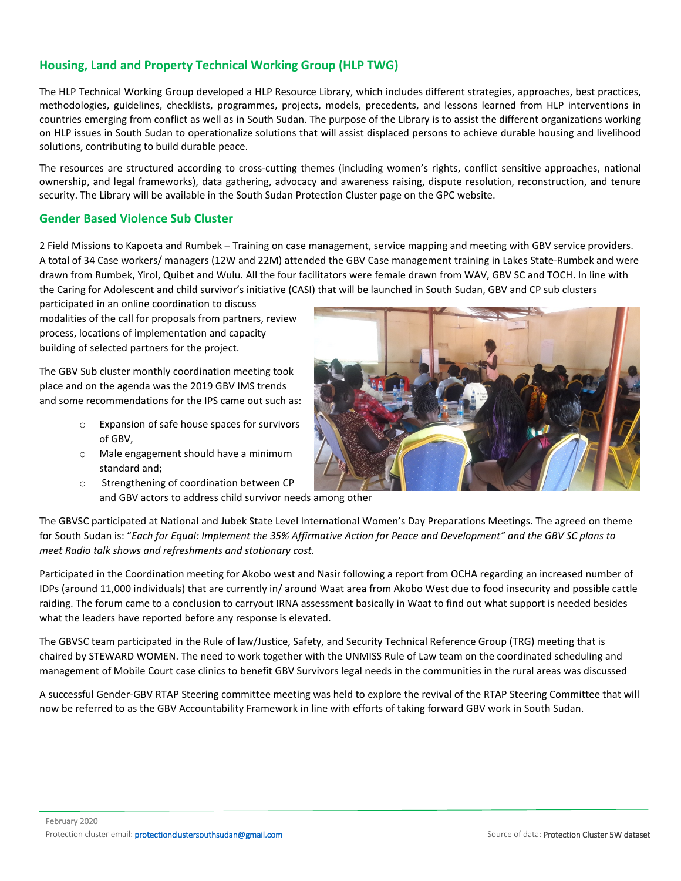## Housing, Land and Property Technical Working Group (HLP TWG)

The HLP Technical Working Group developed a HLP Resource Library, which includes different strategies, approaches, best practices, methodologies, guidelines, checklists, programmes, projects, models, precedents, and lessons learned from HLP interventions in countries emerging from conflict as well as in South Sudan. The purpose of the Library is to assist the different organizations working on HLP issues in South Sudan to operationalize solutions that will assist displaced persons to achieve durable housing and livelihood solutions, contributing to build durable peace.

The resources are structured according to cross-cutting themes (including women's rights, conflict sensitive approaches, national ownership, and legal frameworks), data gathering, advocacy and awareness raising, dispute resolution, reconstruction, and tenure security. The Library will be available in the South Sudan Protection Cluster page on the GPC website.

## Gender Based Violence Sub Cluster

2 Field Missions to Kapoeta and Rumbek – Training on case management, service mapping and meeting with GBV service providers. A total of 34 Case workers/ managers (12W and 22M) attended the GBV Case management training in Lakes State-Rumbek and were drawn from Rumbek, Yirol, Quibet and Wulu. All the four facilitators were female drawn from WAV, GBV SC and TOCH. In line with the Caring for Adolescent and child survivor's initiative (CASI) that will be launched in South Sudan, GBV and CP sub clusters participated in an online coordination to discuss modalities of the call for proposals from partners, review process, locations of implementation and capacity building of selected partners for the project.

The GBV Sub cluster monthly coordination meeting took place and on the agenda was the 2019 GBV IMS trends and some recommendations for the IPS came out such as:

- Expansion of safe house spaces for survivors of GBV,
- Male engagement should have a minimum standard and;
- Strengthening of coordination between CP and GBV actors to address child survivor needs among other

The GBVSC participated at National and Jubek State Level International Women's Day Preparations Meetings. The agreed on theme for South Sudan is: "*Each for Equal: Implement the 35% Affirmative Action for Peace and Development" and the GBV SC plans to meet Radio talk shows and refreshments and stationary cost.*

Participated in the Coordination meeting for Akobo west and Nasir following a report from OCHA regarding an increased number of IDPs (around 11,000 individuals) that are currently in/ around Waat area from Akobo West due to food insecurity and possible cattle raiding. The forum came to a conclusion to carryout IRNA assessment basically in Waat to find out what support is needed besides what the leaders have reported before any response is elevated.

The GBVSC team participated in the Rule of law/Justice, Safety, and Security Technical Reference Group (TRG) meeting that is chaired by STEWARD WOMEN. The need to work together with the UNMISS Rule of Law team on the coordinated scheduling and management of Mobile Court case clinics to benefit GBV Survivors legal needs in the communities in the rural areas was discussed

A successful Gender-GBV RTAP Steering committee meeting was held to explore the revival of the RTAP Steering Committee that will now be referred to as the GBV Accountability Framework in line with efforts of taking forward GBV work in South Sudan.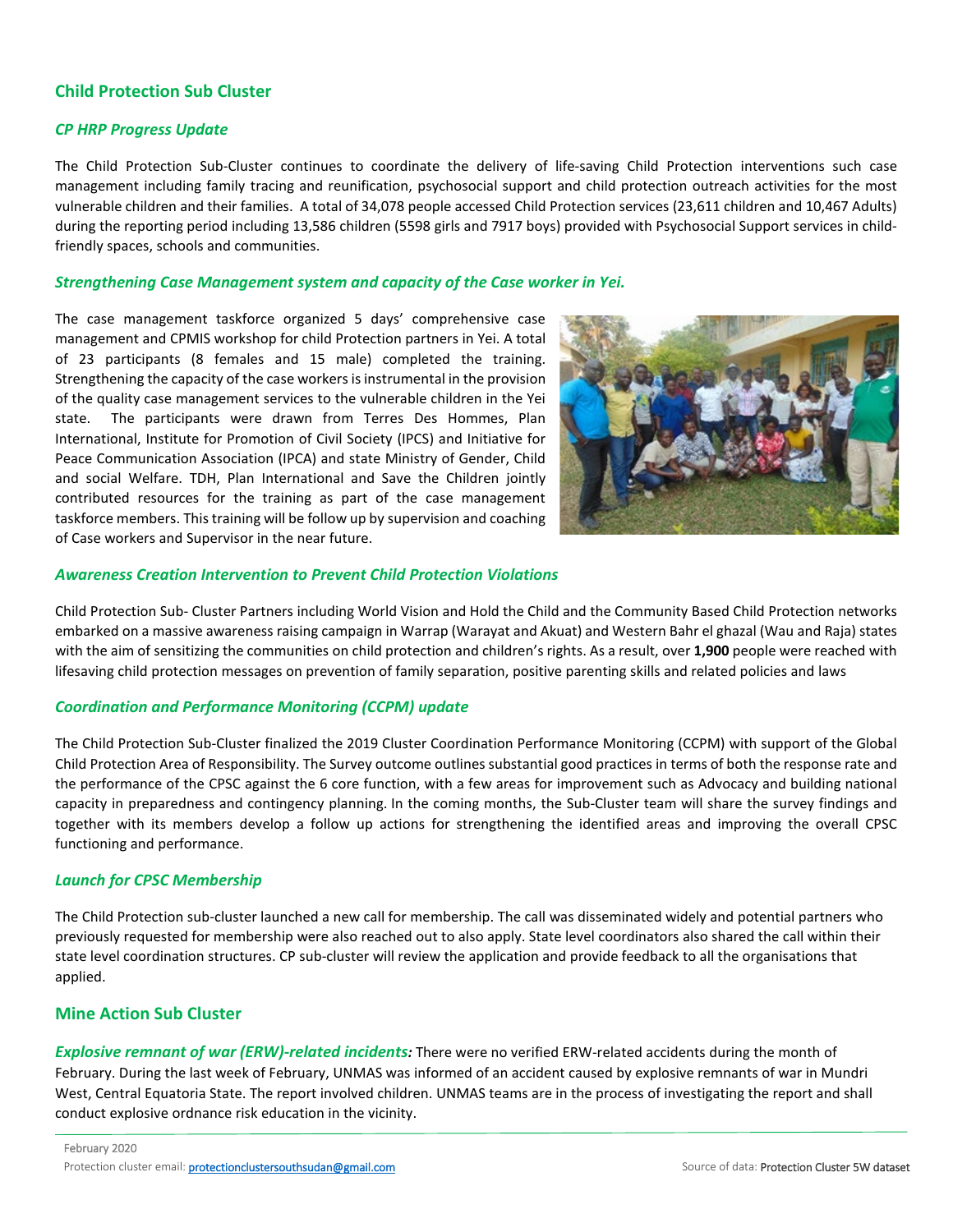## Child Protection Sub Cluster

### *CP HRP Progress Update*

The Child Protection Sub-Cluster continues to coordinate the delivery of life-saving Child Protection interventions such case management including family tracing and reunification, psychosocial support and child protection outreach activities for the most vulnerable children and their families. A total of 34,078 people accessed Child Protection services (23,611 children and 10,467 Adults) during the reporting period including 13,586 children (5598 girls and 7917 boys) provided with Psychosocial Support services in child-friendly spaces, schools and communities.

### *Strengthening Case Management system and capacity of the Case worker in Yei.*

The case management taskforce organized 5 days' comprehensive case management and CPMIS workshop for child Protection partners in Yei. A total of 23 participants (8 females and 15 male) completed the training. Strengthening the capacity of the case workers is instrumental in the provision of the quality case management services to the vulnerable children in the Yei state. The participants were drawn from Terres Des Hommes, Plan International, Institute for Promotion of Civil Society (IPCS) and Initiative for Peace Communication Association (IPCA) and state Ministry of Gender, Child and social Welfare. TDH, Plan International and Save the Children jointly contributed resources for the training as part of the case management taskforce members. This training will be follow up by supervision and coaching of Case workers and Supervisor in the near future.

### *Awareness Creation Intervention to Prevent Child Protection Violations*

Child Protection Sub- Cluster Partners including World Vision and Hold the Child and the Community Based Child Protection networks embarked on a massive awareness raising campaign in Warrap (Warayat and Akuat) and Western Bahr el ghazal (Wau and Raja) states with the aim of sensitizing the communities on child protection and children's rights. As a result, over **1,900** people were reached with lifesaving child protection messages on prevention of family separation, positive parenting skills and related policies and laws

### *Coordination and Performance Monitoring (CCPM) update*

The Child Protection Sub-Cluster finalized the 2019 Cluster Coordination Performance Monitoring (CCPM) with support of the Global Child Protection Area of Responsibility. The Survey outcome outlines substantial good practices in terms of both the response rate and the performance of the CPSC against the 6 core function, with a few areas for improvement such as Advocacy and building national capacity in preparedness and contingency planning. In the coming months, the Sub-Cluster team will share the survey findings and together with its members develop a follow up actions for strengthening the identified areas and improving the overall CPSC functioning and performance.

### *Launch for CPSC Membership*

The Child Protection sub-cluster launched a new call for membership. The call was disseminated widely and potential partners who previously requested for membership were also reached out to also apply. State level coordinators also shared the call within their state level coordination structures. CP sub-cluster will review the application and provide feedback to all the organisations that applied.

## Mine Action Sub Cluster

***Explosive remnant of war (ERW)-related incidents:*** There were no verified ERW-related accidents during the month of February. During the last week of February, UNMAS was informed of an accident caused by explosive remnants of war in Mundri West, Central Equatoria State. The report involved children. UNMAS teams are in the process of investigating the report and shall conduct explosive ordnance risk education in the vicinity.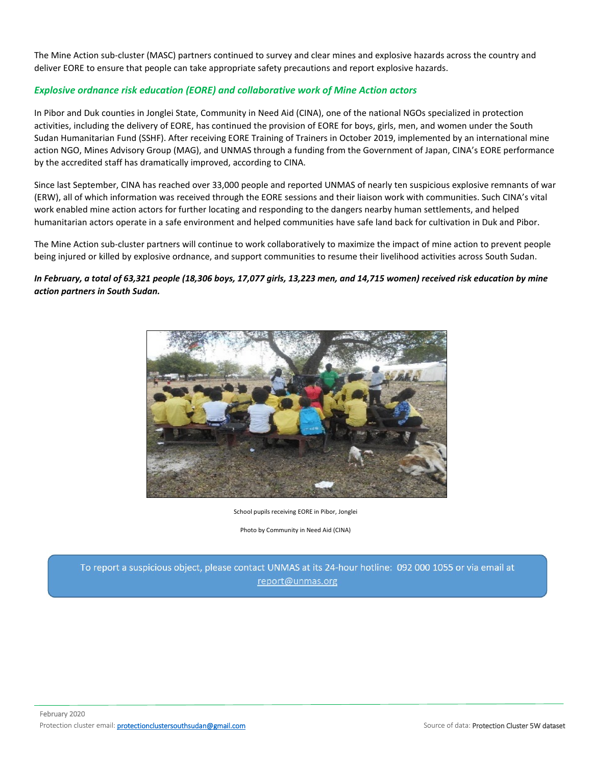The Mine Action sub-cluster (MASC) partners continued to survey and clear mines and explosive hazards across the country and deliver EORE to ensure that people can take appropriate safety precautions and report explosive hazards.

### *Explosive ordnance risk education (EORE) and collaborative work of Mine Action actors*

In Pibor and Duk counties in Jonglei State, Community in Need Aid (CINA), one of the national NGOs specialized in protection activities, including the delivery of EORE, has continued the provision of EORE for boys, girls, men, and women under the South Sudan Humanitarian Fund (SSHF). After receiving EORE Training of Trainers in October 2019, implemented by an international mine action NGO, Mines Advisory Group (MAG), and UNMAS through a funding from the Government of Japan, CINA's EORE performance by the accredited staff has dramatically improved, according to CINA.

Since last September, CINA has reached over 33,000 people and reported UNMAS of nearly ten suspicious explosive remnants of war (ERW), all of which information was received through the EORE sessions and their liaison work with communities. Such CINA's vital work enabled mine action actors for further locating and responding to the dangers nearby human settlements, and helped humanitarian actors operate in a safe environment and helped communities have safe land back for cultivation in Duk and Pibor.

The Mine Action sub-cluster partners will continue to work collaboratively to maximize the impact of mine action to prevent people being injured or killed by explosive ordnance, and support communities to resume their livelihood activities across South Sudan.

***In February, a total of 63,321 people (18,306 boys, 17,077 girls, 13,223 men, and 14,715 women) received risk education by mine action partners in South Sudan.***

School pupils receiving EORE in Pibor, Jonglei

Photo by Community in Need Aid (CINA)

To report a suspicious object, please contact UNMAS at its 24-hour hotline: 092 000 1055 or via email at report@unmas.org